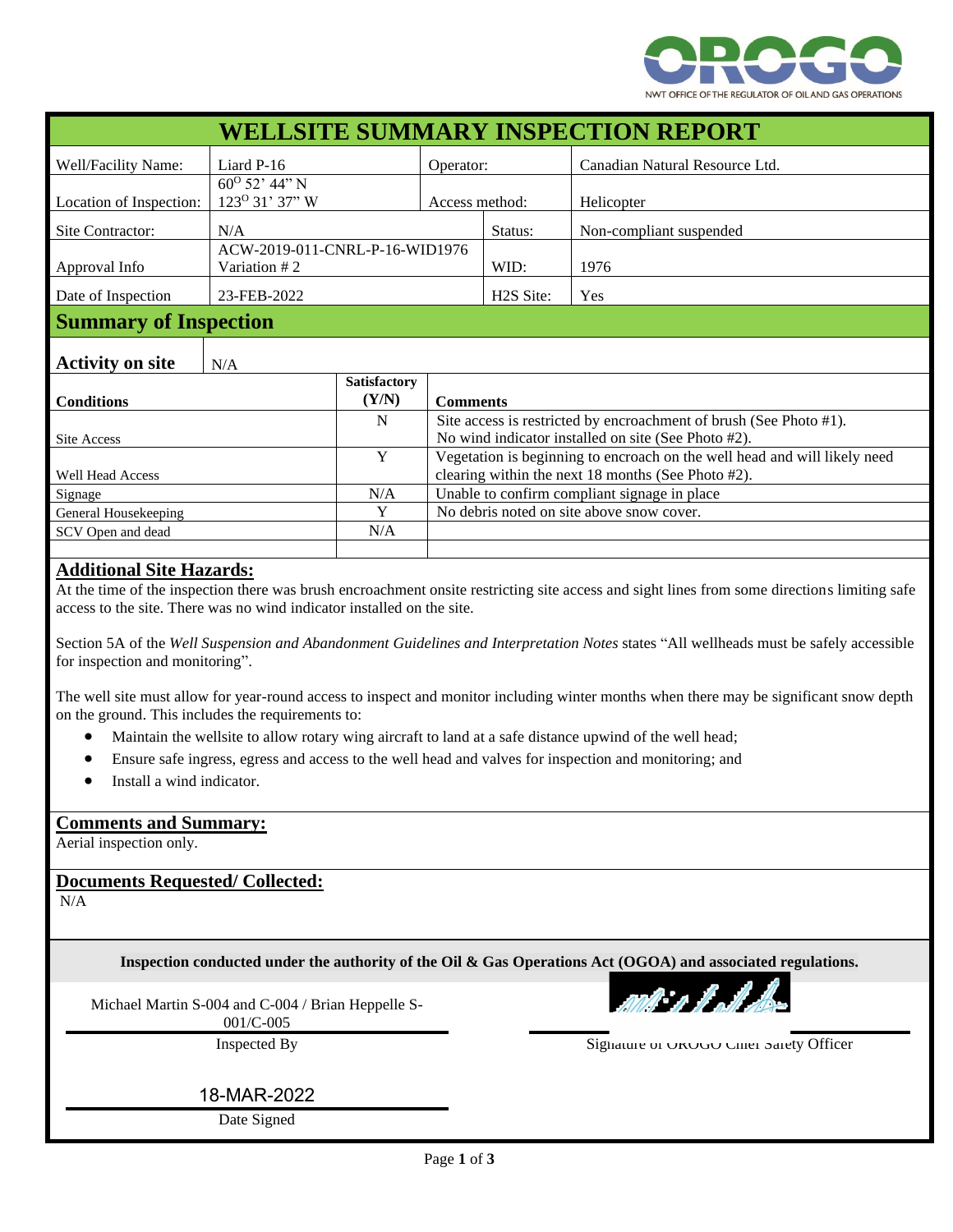OROGO
NWT OFFICE OF THE REGULATOR OF OIL AND GAS OPERATIONS

# WELLSITE SUMMARY INSPECTION REPORT

| Well/Facility Name: | Liard P-16 | Operator: | Canadian Natural Resource Ltd. |
|---|---|---|---|
| Location of Inspection: | 60$^{O}$ 52' 44" N<br>123$^{O}$ 31' 37" W | Access method: | Helicopter |
| Site Contractor: | N/A | Status: | Non-compliant suspended |
| Approval Info | ACW-2019-011-CNRL-P-16-WID1976<br>Variation # 2 | WID: | 1976 |
| Date of Inspection | 23-FEB-2022 | H2S Site: | Yes |

## Summary of Inspection

**Activity on site** N/A

| Conditions | Satisfactory (Y/N) | Comments |
|---|---|---|
| Site Access | N | Site access is restricted by encroachment of brush (See Photo #1). No wind indicator installed on site (See Photo #2). |
| Well Head Access | Y | Vegetation is beginning to encroach on the well head and will likely need clearing within the next 18 months (See Photo #2). |
| Signage | N/A | Unable to confirm compliant signage in place |
| General Housekeeping | Y | No debris noted on site above snow cover. |
| SCV Open and dead | N/A | |
| | | |

## Additional Site Hazards:

At the time of the inspection there was brush encroachment onsite restricting site access and sight lines from some directions limiting safe access to the site. There was no wind indicator installed on the site.

Section 5A of the *Well Suspension and Abandonment Guidelines and Interpretation Notes* states "All wellheads must be safely accessible for inspection and monitoring".

The well site must allow for year-round access to inspect and monitor including winter months when there may be significant snow depth on the ground. This includes the requirements to:

- Maintain the wellsite to allow rotary wing aircraft to land at a safe distance upwind of the well head;
- Ensure safe ingress, egress and access to the well head and valves for inspection and monitoring; and
- Install a wind indicator.

## Comments and Summary:

Aerial inspection only.

## Documents Requested/ Collected:

N/A

**Inspection conducted under the authority of the Oil & Gas Operations Act (OGOA) and associated regulations.**

Michael Martin S-004 and C-004 / Brian Heppelle S-001/C-005

Inspected By

Signature of OROGO Chief Safety Officer

18-MAR-2022

Date Signed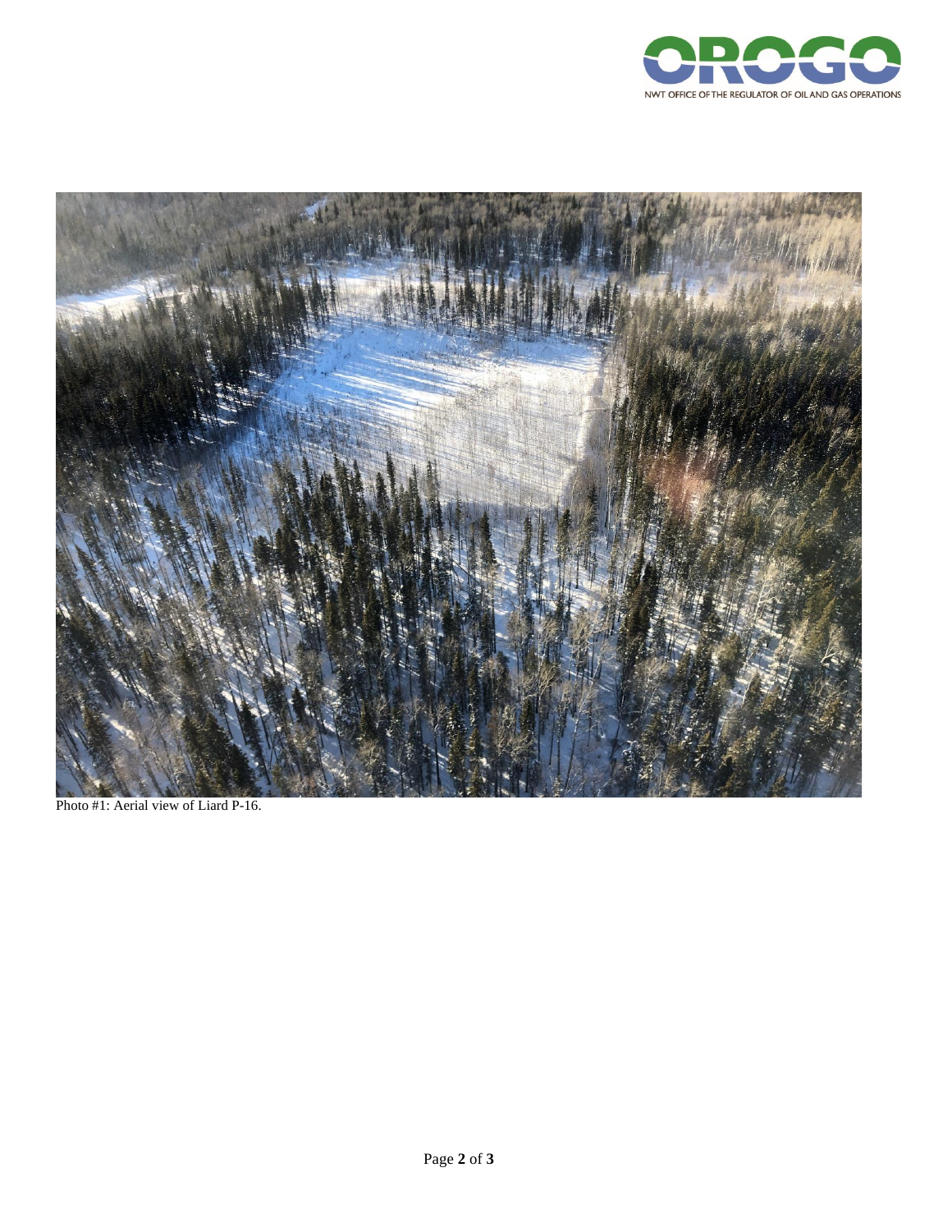Photo #1: Aerial view of Liard P-16.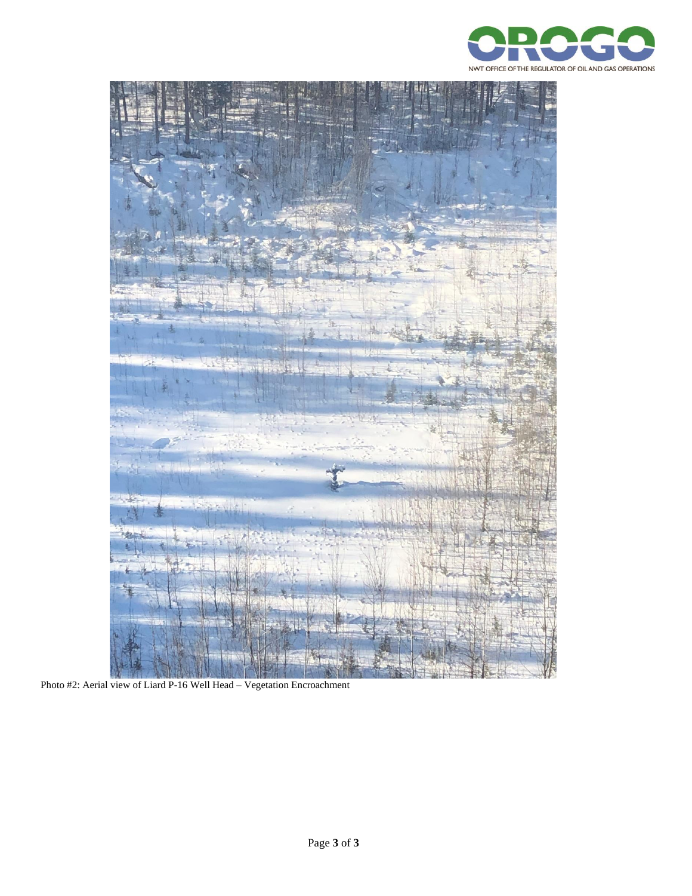Photo #2: Aerial view of Liard P-16 Well Head – Vegetation Encroachment